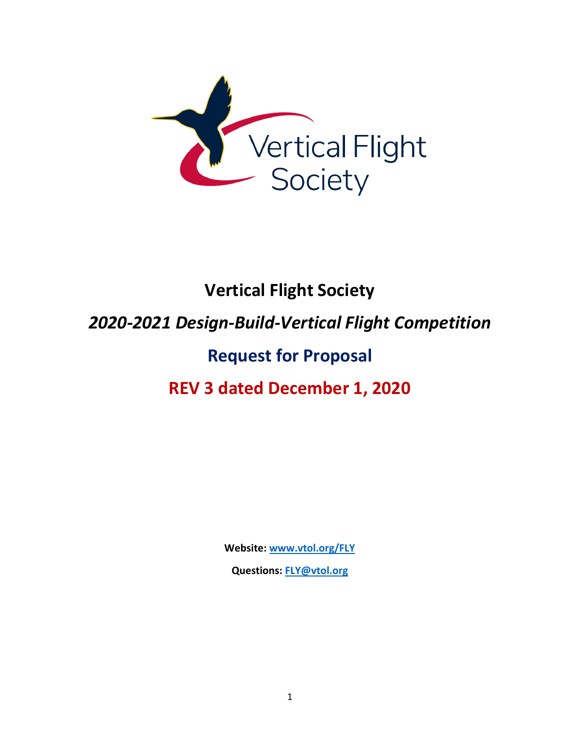# Vertical Flight Society

## *2020-2021 Design-Build-Vertical Flight Competition*

## Request for Proposal

## REV 3 dated December 1, 2020

**Website: [www.vtol.org/FLY](www.vtol.org/FLY)**

**Questions: [FLY@vtol.org](mailto:FLY@vtol.org)**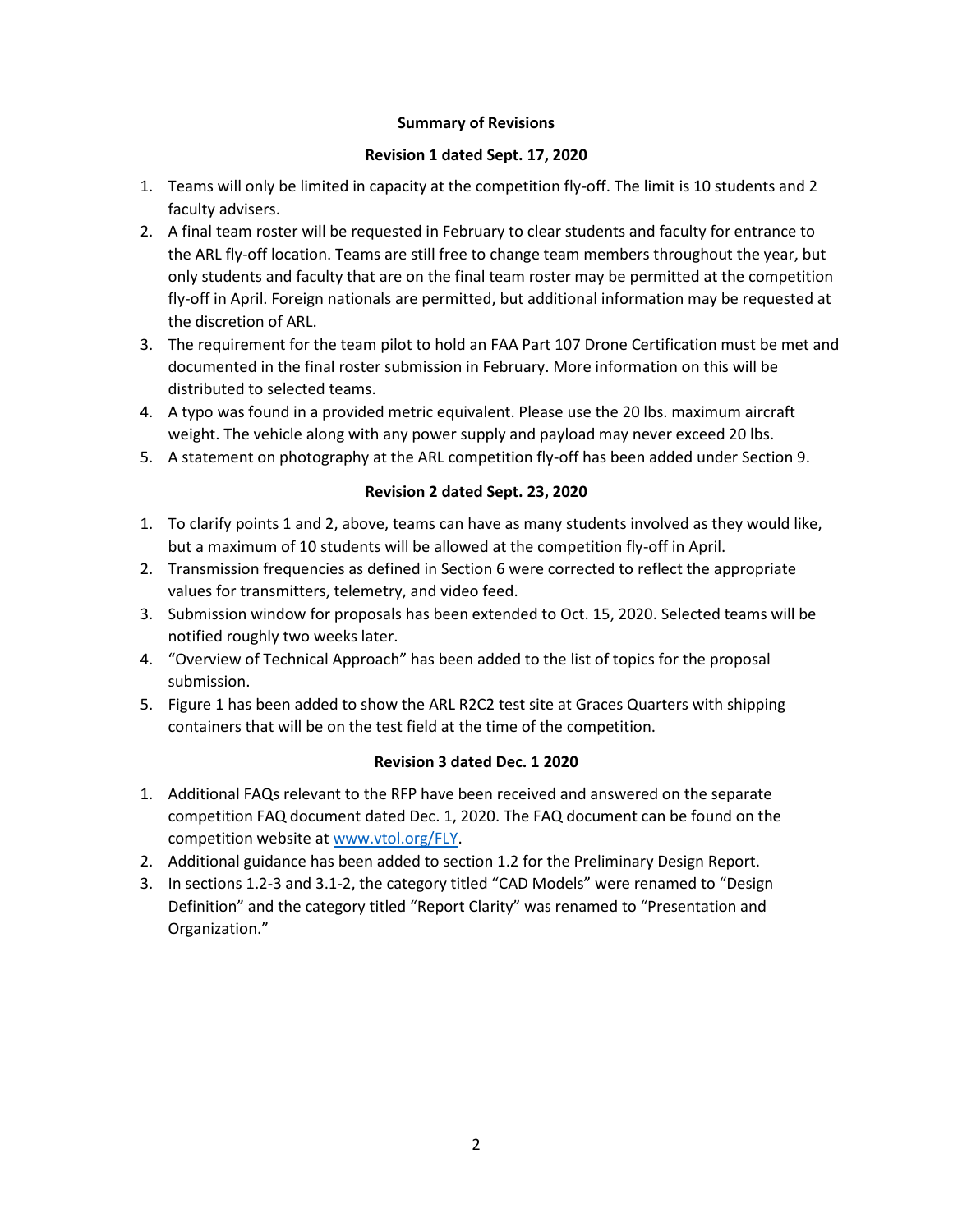## Summary of Revisions

### Revision 1 dated Sept. 17, 2020

1. Teams will only be limited in capacity at the competition fly-off. The limit is 10 students and 2 faculty advisers.
2. A final team roster will be requested in February to clear students and faculty for entrance to the ARL fly-off location. Teams are still free to change team members throughout the year, but only students and faculty that are on the final team roster may be permitted at the competition fly-off in April. Foreign nationals are permitted, but additional information may be requested at the discretion of ARL.
3. The requirement for the team pilot to hold an FAA Part 107 Drone Certification must be met and documented in the final roster submission in February. More information on this will be distributed to selected teams.
4. A typo was found in a provided metric equivalent. Please use the 20 lbs. maximum aircraft weight. The vehicle along with any power supply and payload may never exceed 20 lbs.
5. A statement on photography at the ARL competition fly-off has been added under Section 9.

### Revision 2 dated Sept. 23, 2020

1. To clarify points 1 and 2, above, teams can have as many students involved as they would like, but a maximum of 10 students will be allowed at the competition fly-off in April.
2. Transmission frequencies as defined in Section 6 were corrected to reflect the appropriate values for transmitters, telemetry, and video feed.
3. Submission window for proposals has been extended to Oct. 15, 2020. Selected teams will be notified roughly two weeks later.
4. “Overview of Technical Approach” has been added to the list of topics for the proposal submission.
5. Figure 1 has been added to show the ARL R2C2 test site at Graces Quarters with shipping containers that will be on the test field at the time of the competition.

### Revision 3 dated Dec. 1 2020

1. Additional FAQs relevant to the RFP have been received and answered on the separate competition FAQ document dated Dec. 1, 2020. The FAQ document can be found on the competition website at [www.vtol.org/FLY](www.vtol.org/FLY).
2. Additional guidance has been added to section 1.2 for the Preliminary Design Report.
3. In sections 1.2-3 and 3.1-2, the category titled “CAD Models” were renamed to “Design Definition” and the category titled “Report Clarity” was renamed to “Presentation and Organization.”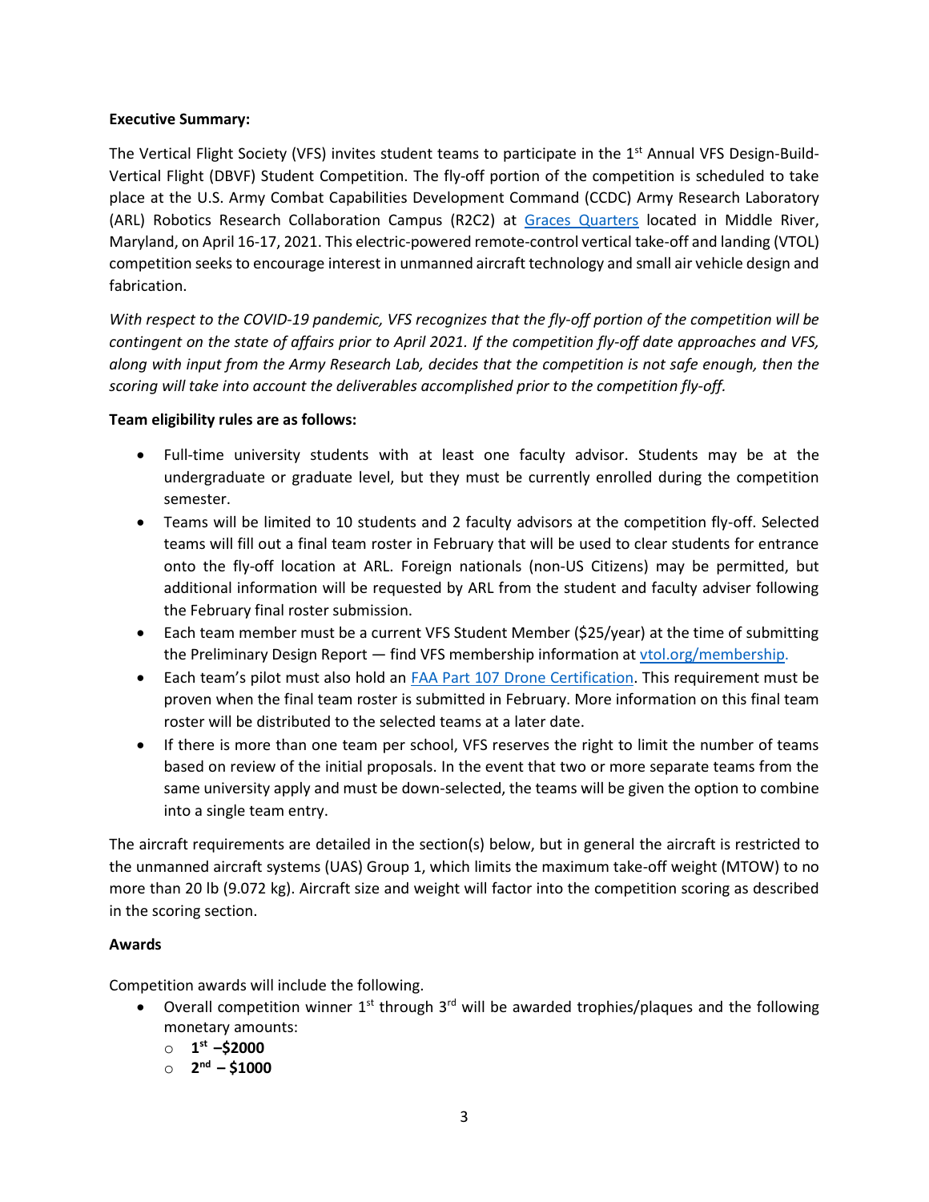**Executive Summary:**

The Vertical Flight Society (VFS) invites student teams to participate in the 1st Annual VFS Design-Build-Vertical Flight (DBVF) Student Competition. The fly-off portion of the competition is scheduled to take place at the U.S. Army Combat Capabilities Development Command (CCDC) Army Research Laboratory (ARL) Robotics Research Collaboration Campus (R2C2) at [Graces Quarters]() located in Middle River, Maryland, on April 16-17, 2021. This electric-powered remote-control vertical take-off and landing (VTOL) competition seeks to encourage interest in unmanned aircraft technology and small air vehicle design and fabrication.

*With respect to the COVID-19 pandemic, VFS recognizes that the fly-off portion of the competition will be contingent on the state of affairs prior to April 2021. If the competition fly-off date approaches and VFS, along with input from the Army Research Lab, decides that the competition is not safe enough, then the scoring will take into account the deliverables accomplished prior to the competition fly-off.*

**Team eligibility rules are as follows:**

- Full-time university students with at least one faculty advisor. Students may be at the undergraduate or graduate level, but they must be currently enrolled during the competition semester.
- Teams will be limited to 10 students and 2 faculty advisors at the competition fly-off. Selected teams will fill out a final team roster in February that will be used to clear students for entrance onto the fly-off location at ARL. Foreign nationals (non-US Citizens) may be permitted, but additional information will be requested by ARL from the student and faculty adviser following the February final roster submission.
- Each team member must be a current VFS Student Member ($25/year) at the time of submitting the Preliminary Design Report — find VFS membership information at [vtol.org/membership.]()
- Each team's pilot must also hold an [FAA Part 107 Drone Certification](). This requirement must be proven when the final team roster is submitted in February. More information on this final team roster will be distributed to the selected teams at a later date.
- If there is more than one team per school, VFS reserves the right to limit the number of teams based on review of the initial proposals. In the event that two or more separate teams from the same university apply and must be down-selected, the teams will be given the option to combine into a single team entry.

The aircraft requirements are detailed in the section(s) below, but in general the aircraft is restricted to the unmanned aircraft systems (UAS) Group 1, which limits the maximum take-off weight (MTOW) to no more than 20 lb (9.072 kg). Aircraft size and weight will factor into the competition scoring as described in the scoring section.

**Awards**

Competition awards will include the following.

- Overall competition winner 1st through 3rd will be awarded trophies/plaques and the following monetary amounts:
  - **1st –$2000**
  - **2nd – $1000**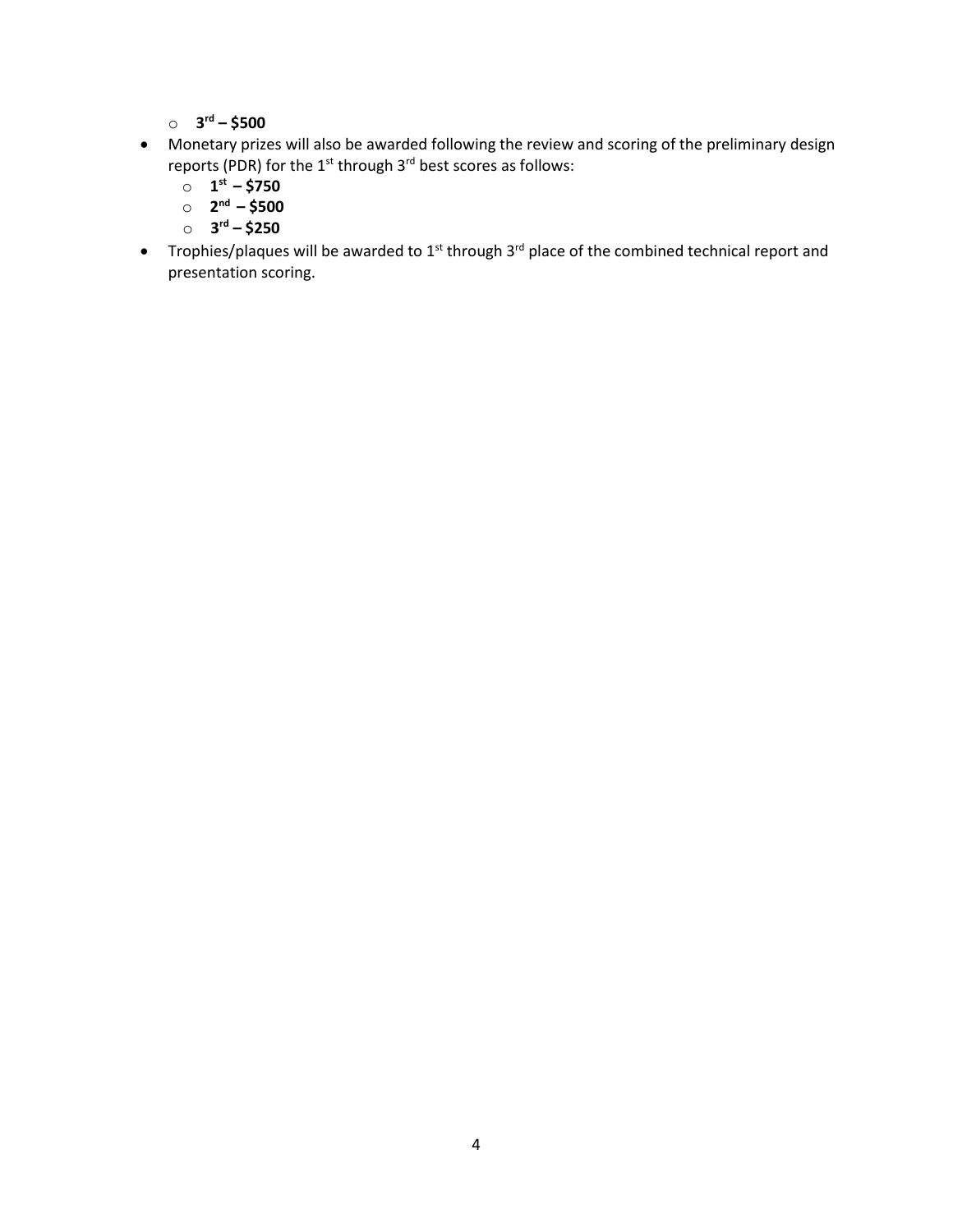- **3rd – $500**
- Monetary prizes will also be awarded following the review and scoring of the preliminary design reports (PDR) for the 1st through 3rd best scores as follows:
   - **1st – $750**
   - **2nd – $500**
   - **3rd – $250**
- Trophies/plaques will be awarded to 1st through 3rd place of the combined technical report and presentation scoring.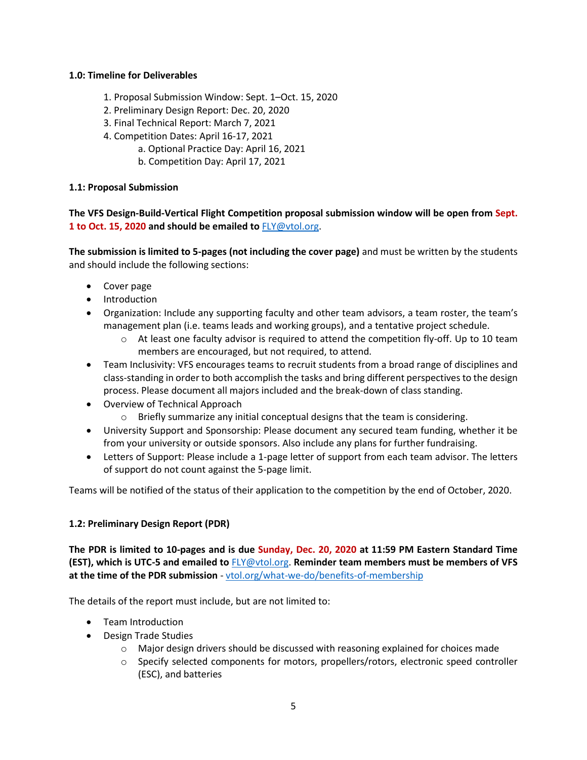**1.0: Timeline for Deliverables**

1. Proposal Submission Window: Sept. 1–Oct. 15, 2020
2. Preliminary Design Report: Dec. 20, 2020
3. Final Technical Report: March 7, 2021
4. Competition Dates: April 16-17, 2021
    a. Optional Practice Day: April 16, 2021
    b. Competition Day: April 17, 2021

**1.1: Proposal Submission**

**The VFS Design-Build-Vertical Flight Competition proposal submission window will be open from Sept. 1 to Oct. 15, 2020 and should be emailed to** FLY@vtol.org.

**The submission is limited to 5-pages (not including the cover page)** and must be written by the students and should include the following sections:

- Cover page
- Introduction
- Organization: Include any supporting faculty and other team advisors, a team roster, the team's management plan (i.e. teams leads and working groups), and a tentative project schedule.
    - At least one faculty advisor is required to attend the competition fly-off. Up to 10 team members are encouraged, but not required, to attend.
- Team Inclusivity: VFS encourages teams to recruit students from a broad range of disciplines and class-standing in order to both accomplish the tasks and bring different perspectives to the design process. Please document all majors included and the break-down of class standing.
- Overview of Technical Approach
    - Briefly summarize any initial conceptual designs that the team is considering.
- University Support and Sponsorship: Please document any secured team funding, whether it be from your university or outside sponsors. Also include any plans for further fundraising.
- Letters of Support: Please include a 1-page letter of support from each team advisor. The letters of support do not count against the 5-page limit.

Teams will be notified of the status of their application to the competition by the end of October, 2020.

**1.2: Preliminary Design Report (PDR)**

**The PDR is limited to 10-pages and is due Sunday, Dec. 20, 2020 at 11:59 PM Eastern Standard Time (EST), which is UTC-5 and emailed to** FLY@vtol.org. **Reminder team members must be members of VFS at the time of the PDR submission** - vtol.org/what-we-do/benefits-of-membership

The details of the report must include, but are not limited to:

- Team Introduction
- Design Trade Studies
    - Major design drivers should be discussed with reasoning explained for choices made
    - Specify selected components for motors, propellers/rotors, electronic speed controller (ESC), and batteries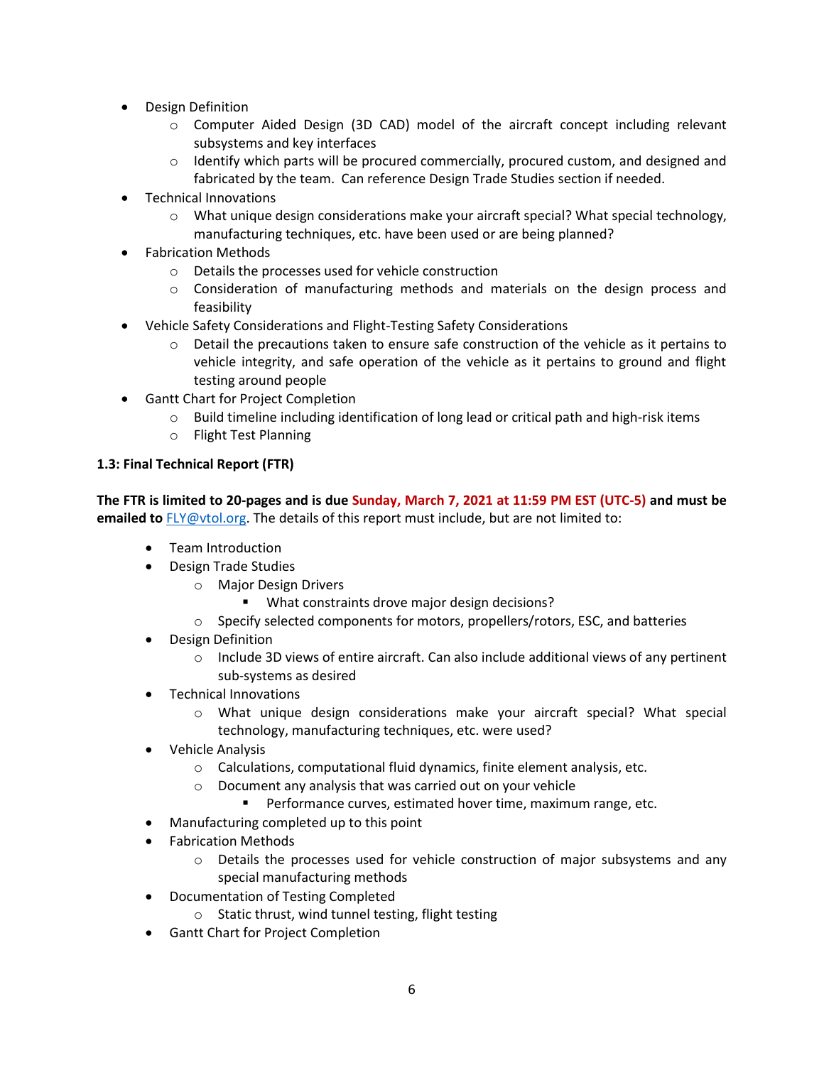- Design Definition
    - Computer Aided Design (3D CAD) model of the aircraft concept including relevant subsystems and key interfaces
    - Identify which parts will be procured commercially, procured custom, and designed and fabricated by the team. Can reference Design Trade Studies section if needed.
- Technical Innovations
    - What unique design considerations make your aircraft special? What special technology, manufacturing techniques, etc. have been used or are being planned?
- Fabrication Methods
    - Details the processes used for vehicle construction
    - Consideration of manufacturing methods and materials on the design process and feasibility
- Vehicle Safety Considerations and Flight-Testing Safety Considerations
    - Detail the precautions taken to ensure safe construction of the vehicle as it pertains to vehicle integrity, and safe operation of the vehicle as it pertains to ground and flight testing around people
- Gantt Chart for Project Completion
    - Build timeline including identification of long lead or critical path and high-risk items
    - Flight Test Planning

**1.3: Final Technical Report (FTR)**

**The FTR is limited to 20-pages and is due Sunday, March 7, 2021 at 11:59 PM EST (UTC-5) and must be emailed to** FLY@vtol.org. The details of this report must include, but are not limited to:

- Team Introduction
- Design Trade Studies
    - Major Design Drivers
        - What constraints drove major design decisions?
    - Specify selected components for motors, propellers/rotors, ESC, and batteries
- Design Definition
    - Include 3D views of entire aircraft. Can also include additional views of any pertinent sub-systems as desired
- Technical Innovations
    - What unique design considerations make your aircraft special? What special technology, manufacturing techniques, etc. were used?
- Vehicle Analysis
    - Calculations, computational fluid dynamics, finite element analysis, etc.
    - Document any analysis that was carried out on your vehicle
        - Performance curves, estimated hover time, maximum range, etc.
- Manufacturing completed up to this point
- Fabrication Methods
    - Details the processes used for vehicle construction of major subsystems and any special manufacturing methods
- Documentation of Testing Completed
    - Static thrust, wind tunnel testing, flight testing
- Gantt Chart for Project Completion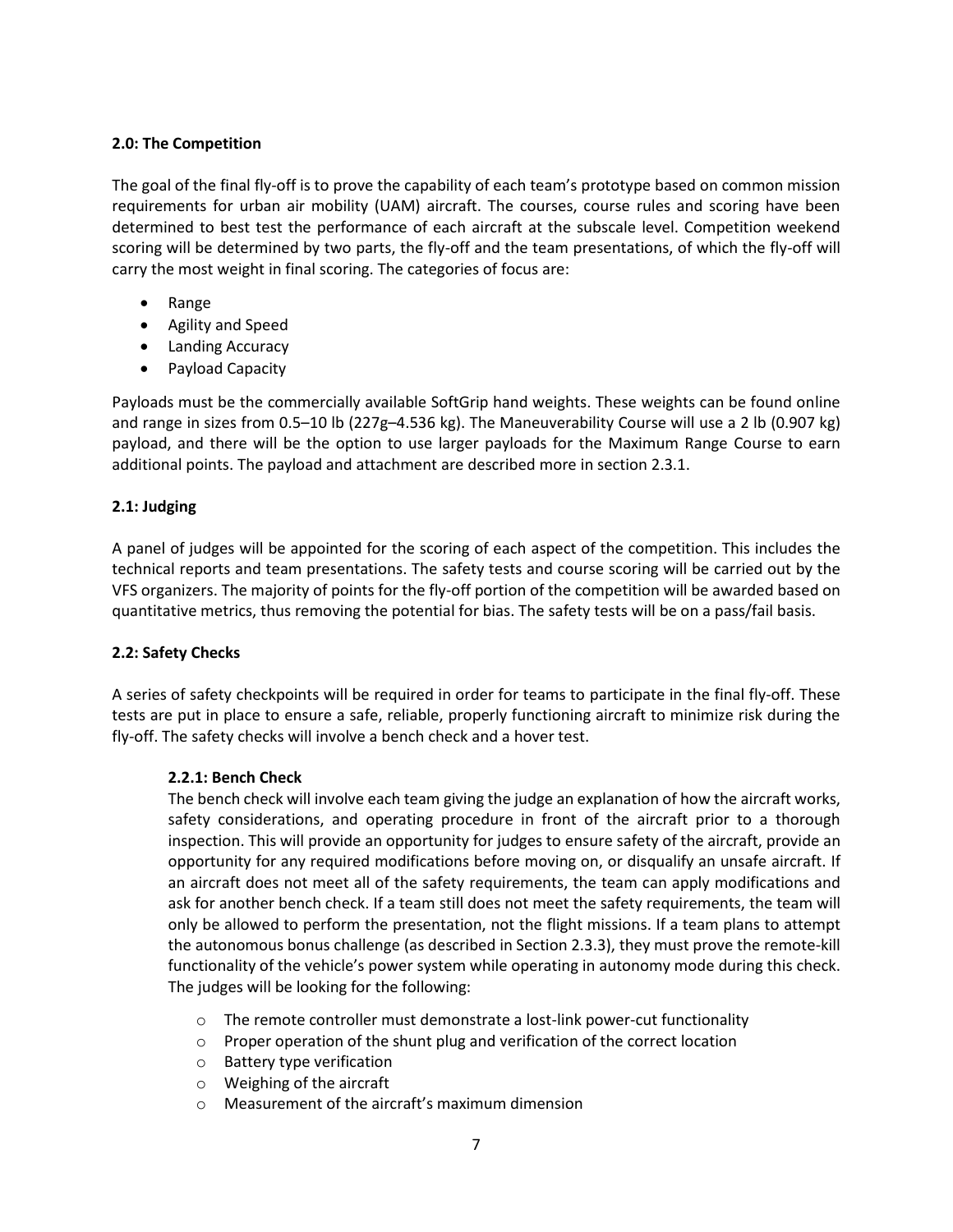## 2.0: The Competition

The goal of the final fly-off is to prove the capability of each team's prototype based on common mission requirements for urban air mobility (UAM) aircraft. The courses, course rules and scoring have been determined to best test the performance of each aircraft at the subscale level. Competition weekend scoring will be determined by two parts, the fly-off and the team presentations, of which the fly-off will carry the most weight in final scoring. The categories of focus are:

- Range
- Agility and Speed
- Landing Accuracy
- Payload Capacity

Payloads must be the commercially available SoftGrip hand weights. These weights can be found online and range in sizes from 0.5–10 lb (227g–4.536 kg). The Maneuverability Course will use a 2 lb (0.907 kg) payload, and there will be the option to use larger payloads for the Maximum Range Course to earn additional points. The payload and attachment are described more in section 2.3.1.

## 2.1: Judging

A panel of judges will be appointed for the scoring of each aspect of the competition. This includes the technical reports and team presentations. The safety tests and course scoring will be carried out by the VFS organizers. The majority of points for the fly-off portion of the competition will be awarded based on quantitative metrics, thus removing the potential for bias. The safety tests will be on a pass/fail basis.

## 2.2: Safety Checks

A series of safety checkpoints will be required in order for teams to participate in the final fly-off. These tests are put in place to ensure a safe, reliable, properly functioning aircraft to minimize risk during the fly-off. The safety checks will involve a bench check and a hover test.

### 2.2.1: Bench Check

The bench check will involve each team giving the judge an explanation of how the aircraft works, safety considerations, and operating procedure in front of the aircraft prior to a thorough inspection. This will provide an opportunity for judges to ensure safety of the aircraft, provide an opportunity for any required modifications before moving on, or disqualify an unsafe aircraft. If an aircraft does not meet all of the safety requirements, the team can apply modifications and ask for another bench check. If a team still does not meet the safety requirements, the team will only be allowed to perform the presentation, not the flight missions. If a team plans to attempt the autonomous bonus challenge (as described in Section 2.3.3), they must prove the remote-kill functionality of the vehicle's power system while operating in autonomy mode during this check. The judges will be looking for the following:

- The remote controller must demonstrate a lost-link power-cut functionality
- Proper operation of the shunt plug and verification of the correct location
- Battery type verification
- Weighing of the aircraft
- Measurement of the aircraft's maximum dimension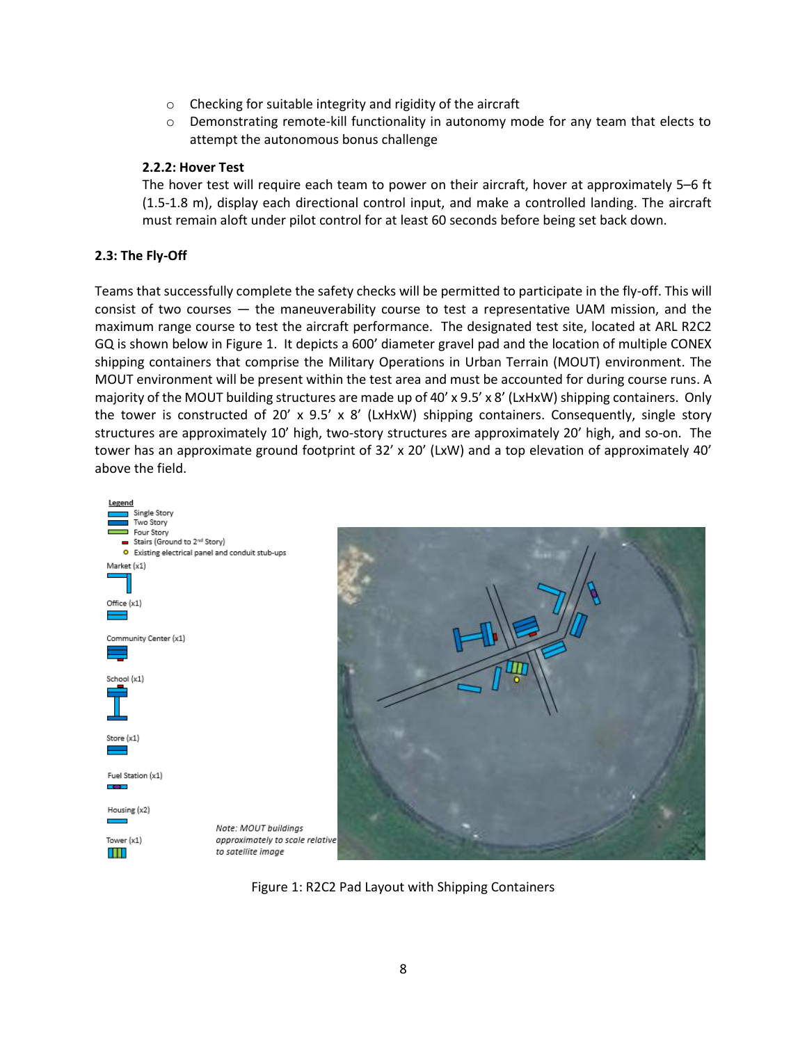- Checking for suitable integrity and rigidity of the aircraft
- Demonstrating remote-kill functionality in autonomy mode for any team that elects to attempt the autonomous bonus challenge

#### 2.2.2: Hover Test

The hover test will require each team to power on their aircraft, hover at approximately 5–6 ft (1.5-1.8 m), display each directional control input, and make a controlled landing. The aircraft must remain aloft under pilot control for at least 60 seconds before being set back down.

### 2.3: The Fly-Off

Teams that successfully complete the safety checks will be permitted to participate in the fly-off. This will consist of two courses — the maneuverability course to test a representative UAM mission, and the maximum range course to test the aircraft performance. The designated test site, located at ARL R2C2 GQ is shown below in Figure 1. It depicts a 600' diameter gravel pad and the location of multiple CONEX shipping containers that comprise the Military Operations in Urban Terrain (MOUT) environment. The MOUT environment will be present within the test area and must be accounted for during course runs. A majority of the MOUT building structures are made up of 40' x 9.5' x 8' (LxHxW) shipping containers. Only the tower is constructed of 20' x 9.5' x 8' (LxHxW) shipping containers. Consequently, single story structures are approximately 10' high, two-story structures are approximately 20' high, and so-on. The tower has an approximate ground footprint of 32' x 20' (LxW) and a top elevation of approximately 40' above the field.

**Legend**
- Single Story
- Two Story
- Four Story
- Stairs (Ground to 2nd Story)
- Existing electrical panel and conduit stub-ups

Market (x1)
Office (x1)
Community Center (x1)
School (x1)
Store (x1)
Fuel Station (x1)
Housing (x2)
Tower (x1)

*Note: MOUT buildings approximately to scale relative to satellite image*

Figure 1: R2C2 Pad Layout with Shipping Containers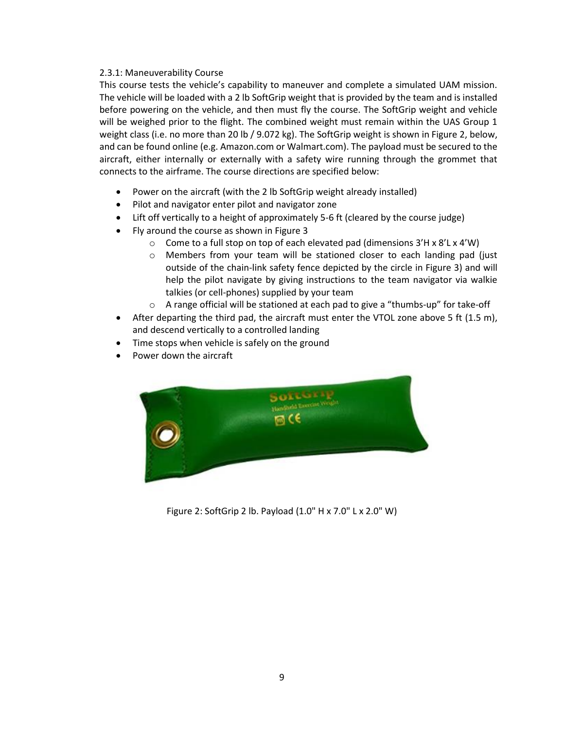### 2.3.1: Maneuverability Course

This course tests the vehicle's capability to maneuver and complete a simulated UAM mission. The vehicle will be loaded with a 2 lb SoftGrip weight that is provided by the team and is installed before powering on the vehicle, and then must fly the course. The SoftGrip weight and vehicle will be weighed prior to the flight. The combined weight must remain within the UAS Group 1 weight class (i.e. no more than 20 lb / 9.072 kg). The SoftGrip weight is shown in Figure 2, below, and can be found online (e.g. Amazon.com or Walmart.com). The payload must be secured to the aircraft, either internally or externally with a safety wire running through the grommet that connects to the airframe. The course directions are specified below:

- Power on the aircraft (with the 2 lb SoftGrip weight already installed)
- Pilot and navigator enter pilot and navigator zone
- Lift off vertically to a height of approximately 5-6 ft (cleared by the course judge)
- Fly around the course as shown in Figure 3
    - Come to a full stop on top of each elevated pad (dimensions 3'H x 8'L x 4'W)
    - Members from your team will be stationed closer to each landing pad (just outside of the chain-link safety fence depicted by the circle in Figure 3) and will help the pilot navigate by giving instructions to the team navigator via walkie talkies (or cell-phones) supplied by your team
    - A range official will be stationed at each pad to give a "thumbs-up" for take-off
- After departing the third pad, the aircraft must enter the VTOL zone above 5 ft (1.5 m), and descend vertically to a controlled landing
- Time stops when vehicle is safely on the ground
- Power down the aircraft

Figure 2: SoftGrip 2 lb. Payload (1.0" H x 7.0" L x 2.0" W)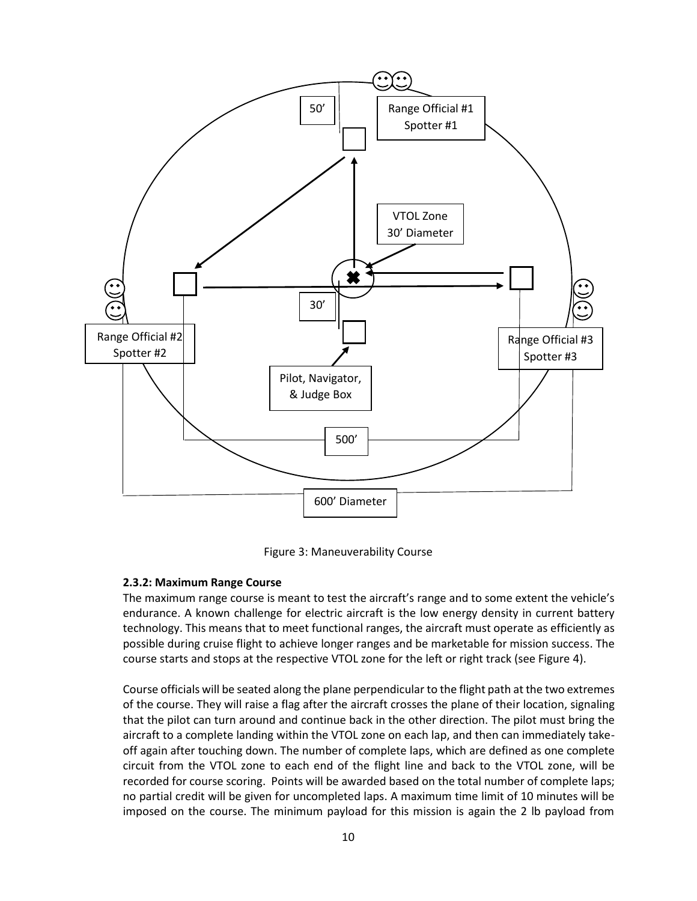Figure 3: Maneuverability Course

### 2.3.2: Maximum Range Course

The maximum range course is meant to test the aircraft's range and to some extent the vehicle's endurance. A known challenge for electric aircraft is the low energy density in current battery technology. This means that to meet functional ranges, the aircraft must operate as efficiently as possible during cruise flight to achieve longer ranges and be marketable for mission success. The course starts and stops at the respective VTOL zone for the left or right track (see Figure 4).

Course officials will be seated along the plane perpendicular to the flight path at the two extremes of the course. They will raise a flag after the aircraft crosses the plane of their location, signaling that the pilot can turn around and continue back in the other direction. The pilot must bring the aircraft to a complete landing within the VTOL zone on each lap, and then can immediately take-off again after touching down. The number of complete laps, which are defined as one complete circuit from the VTOL zone to each end of the flight line and back to the VTOL zone, will be recorded for course scoring. Points will be awarded based on the total number of complete laps; no partial credit will be given for uncompleted laps. A maximum time limit of 10 minutes will be imposed on the course. The minimum payload for this mission is again the 2 lb payload from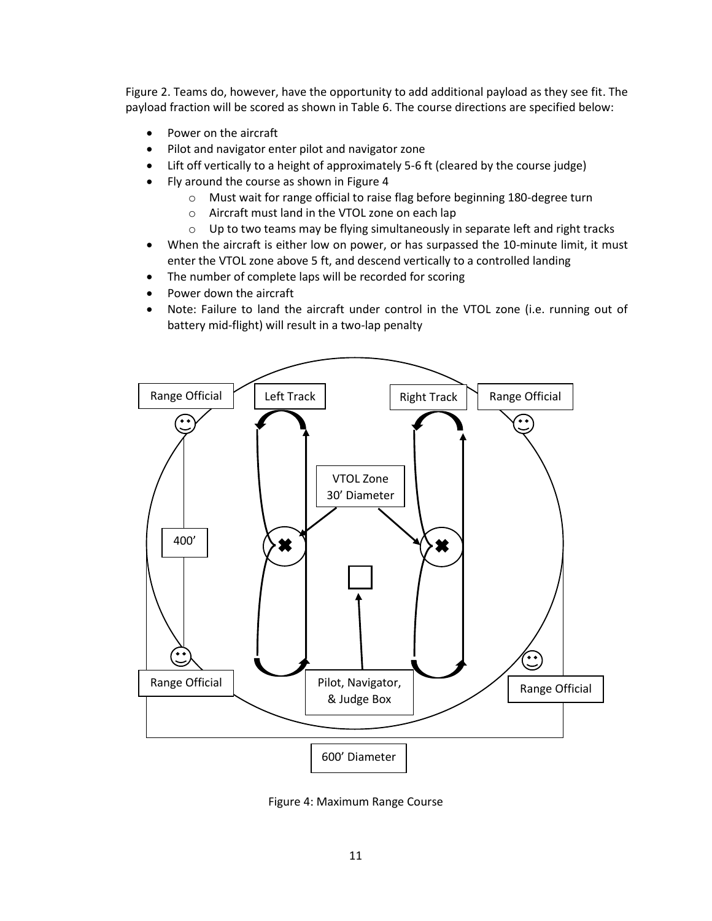Figure 2. Teams do, however, have the opportunity to add additional payload as they see fit. The payload fraction will be scored as shown in Table 6. The course directions are specified below:

- Power on the aircraft
- Pilot and navigator enter pilot and navigator zone
- Lift off vertically to a height of approximately 5-6 ft (cleared by the course judge)
- Fly around the course as shown in Figure 4
    - Must wait for range official to raise flag before beginning 180-degree turn
    - Aircraft must land in the VTOL zone on each lap
    - Up to two teams may be flying simultaneously in separate left and right tracks
- When the aircraft is either low on power, or has surpassed the 10-minute limit, it must enter the VTOL zone above 5 ft, and descend vertically to a controlled landing
- The number of complete laps will be recorded for scoring
- Power down the aircraft
- Note: Failure to land the aircraft under control in the VTOL zone (i.e. running out of battery mid-flight) will result in a two-lap penalty

Figure 4: Maximum Range Course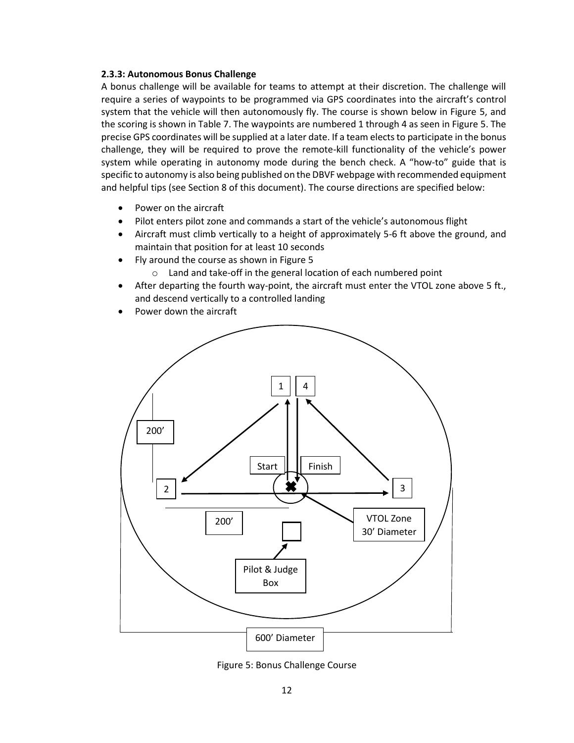**2.3.3: Autonomous Bonus Challenge**

A bonus challenge will be available for teams to attempt at their discretion. The challenge will require a series of waypoints to be programmed via GPS coordinates into the aircraft's control system that the vehicle will then autonomously fly. The course is shown below in Figure 5, and the scoring is shown in Table 7. The waypoints are numbered 1 through 4 as seen in Figure 5. The precise GPS coordinates will be supplied at a later date. If a team elects to participate in the bonus challenge, they will be required to prove the remote-kill functionality of the vehicle's power system while operating in autonomy mode during the bench check. A "how-to" guide that is specific to autonomy is also being published on the DBVF webpage with recommended equipment and helpful tips (see Section 8 of this document). The course directions are specified below:

- Power on the aircraft
- Pilot enters pilot zone and commands a start of the vehicle's autonomous flight
- Aircraft must climb vertically to a height of approximately 5-6 ft above the ground, and maintain that position for at least 10 seconds
- Fly around the course as shown in Figure 5
  - Land and take-off in the general location of each numbered point
- After departing the fourth way-point, the aircraft must enter the VTOL zone above 5 ft., and descend vertically to a controlled landing
- Power down the aircraft

Figure 5: Bonus Challenge Course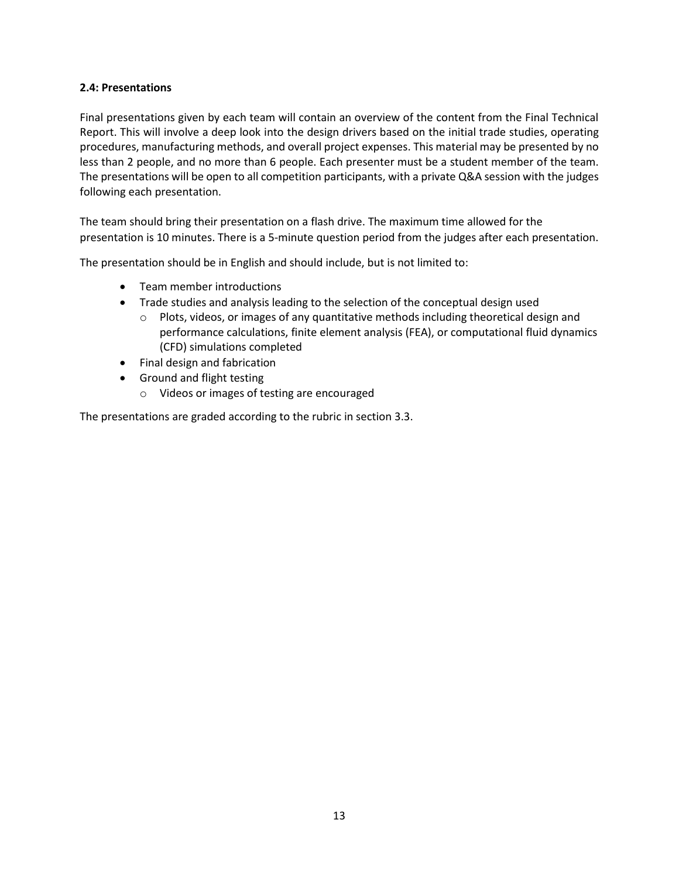### 2.4: Presentations

Final presentations given by each team will contain an overview of the content from the Final Technical Report. This will involve a deep look into the design drivers based on the initial trade studies, operating procedures, manufacturing methods, and overall project expenses. This material may be presented by no less than 2 people, and no more than 6 people. Each presenter must be a student member of the team. The presentations will be open to all competition participants, with a private Q&A session with the judges following each presentation.

The team should bring their presentation on a flash drive. The maximum time allowed for the presentation is 10 minutes. There is a 5-minute question period from the judges after each presentation.

The presentation should be in English and should include, but is not limited to:

- Team member introductions
- Trade studies and analysis leading to the selection of the conceptual design used
  - Plots, videos, or images of any quantitative methods including theoretical design and performance calculations, finite element analysis (FEA), or computational fluid dynamics (CFD) simulations completed
- Final design and fabrication
- Ground and flight testing
  - Videos or images of testing are encouraged

The presentations are graded according to the rubric in section 3.3.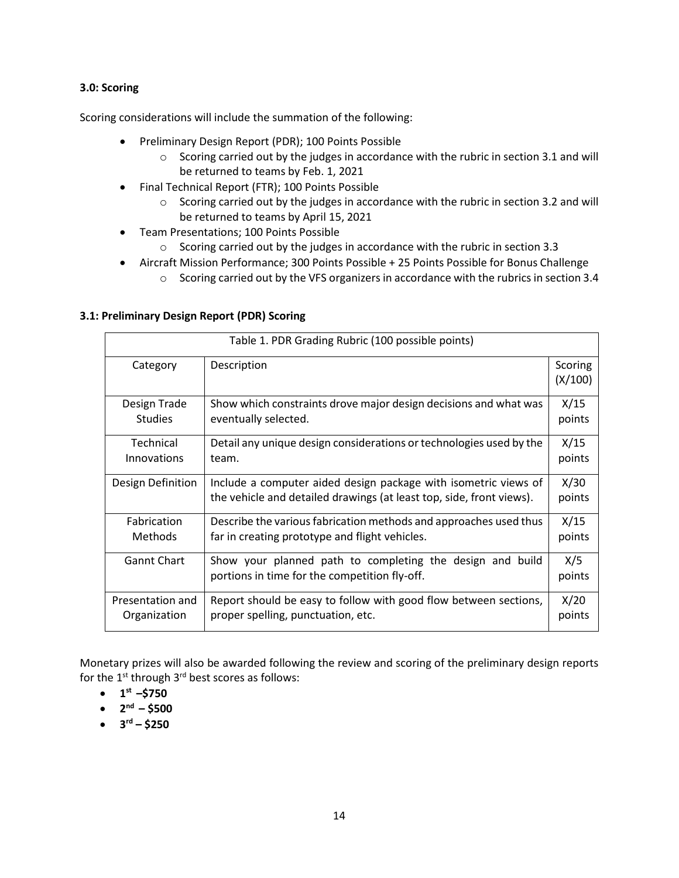### 3.0: Scoring

Scoring considerations will include the summation of the following:

- Preliminary Design Report (PDR); 100 Points Possible
  - Scoring carried out by the judges in accordance with the rubric in section 3.1 and will be returned to teams by Feb. 1, 2021
- Final Technical Report (FTR); 100 Points Possible
  - Scoring carried out by the judges in accordance with the rubric in section 3.2 and will be returned to teams by April 15, 2021
- Team Presentations; 100 Points Possible
  - Scoring carried out by the judges in accordance with the rubric in section 3.3
- Aircraft Mission Performance; 300 Points Possible + 25 Points Possible for Bonus Challenge
  - Scoring carried out by the VFS organizers in accordance with the rubrics in section 3.4

### 3.1: Preliminary Design Report (PDR) Scoring

Table 1. PDR Grading Rubric (100 possible points)

| Category | Description | Scoring (X/100) |
|---|---|---|
| Design Trade Studies | Show which constraints drove major design decisions and what was eventually selected. | X/15 points |
| Technical Innovations | Detail any unique design considerations or technologies used by the team. | X/15 points |
| Design Definition | Include a computer aided design package with isometric views of the vehicle and detailed drawings (at least top, side, front views). | X/30 points |
| Fabrication Methods | Describe the various fabrication methods and approaches used thus far in creating prototype and flight vehicles. | X/15 points |
| Gannt Chart | Show your planned path to completing the design and build portions in time for the competition fly-off. | X/5 points |
| Presentation and Organization | Report should be easy to follow with good flow between sections, proper spelling, punctuation, etc. | X/20 points |

Monetary prizes will also be awarded following the review and scoring of the preliminary design reports for the 1st through 3rd best scores as follows:

- **1st –$750**
- **2nd – $500**
- **3rd – $250**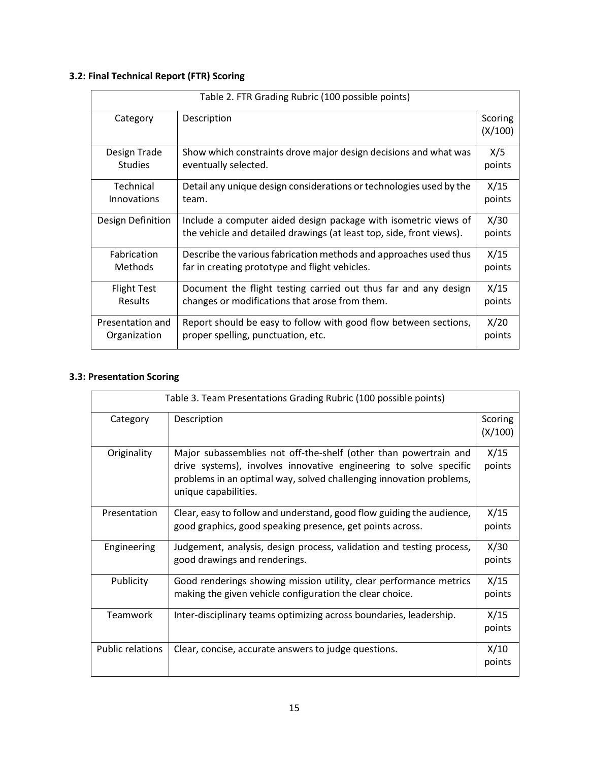### 3.2: Final Technical Report (FTR) Scoring

| Table 2. FTR Grading Rubric (100 possible points) | | |
|---|---|---|
| Category | Description | Scoring (X/100) |
| Design Trade Studies | Show which constraints drove major design decisions and what was eventually selected. | X/5 points |
| Technical Innovations | Detail any unique design considerations or technologies used by the team. | X/15 points |
| Design Definition | Include a computer aided design package with isometric views of the vehicle and detailed drawings (at least top, side, front views). | X/30 points |
| Fabrication Methods | Describe the various fabrication methods and approaches used thus far in creating prototype and flight vehicles. | X/15 points |
| Flight Test Results | Document the flight testing carried out thus far and any design changes or modifications that arose from them. | X/15 points |
| Presentation and Organization | Report should be easy to follow with good flow between sections, proper spelling, punctuation, etc. | X/20 points |

### 3.3: Presentation Scoring

| Table 3. Team Presentations Grading Rubric (100 possible points) | | |
|---|---|---|
| Category | Description | Scoring (X/100) |
| Originality | Major subassemblies not off-the-shelf (other than powertrain and drive systems), involves innovative engineering to solve specific problems in an optimal way, solved challenging innovation problems, unique capabilities. | X/15 points |
| Presentation | Clear, easy to follow and understand, good flow guiding the audience, good graphics, good speaking presence, get points across. | X/15 points |
| Engineering | Judgement, analysis, design process, validation and testing process, good drawings and renderings. | X/30 points |
| Publicity | Good renderings showing mission utility, clear performance metrics making the given vehicle configuration the clear choice. | X/15 points |
| Teamwork | Inter-disciplinary teams optimizing across boundaries, leadership. | X/15 points |
| Public relations | Clear, concise, accurate answers to judge questions. | X/10 points |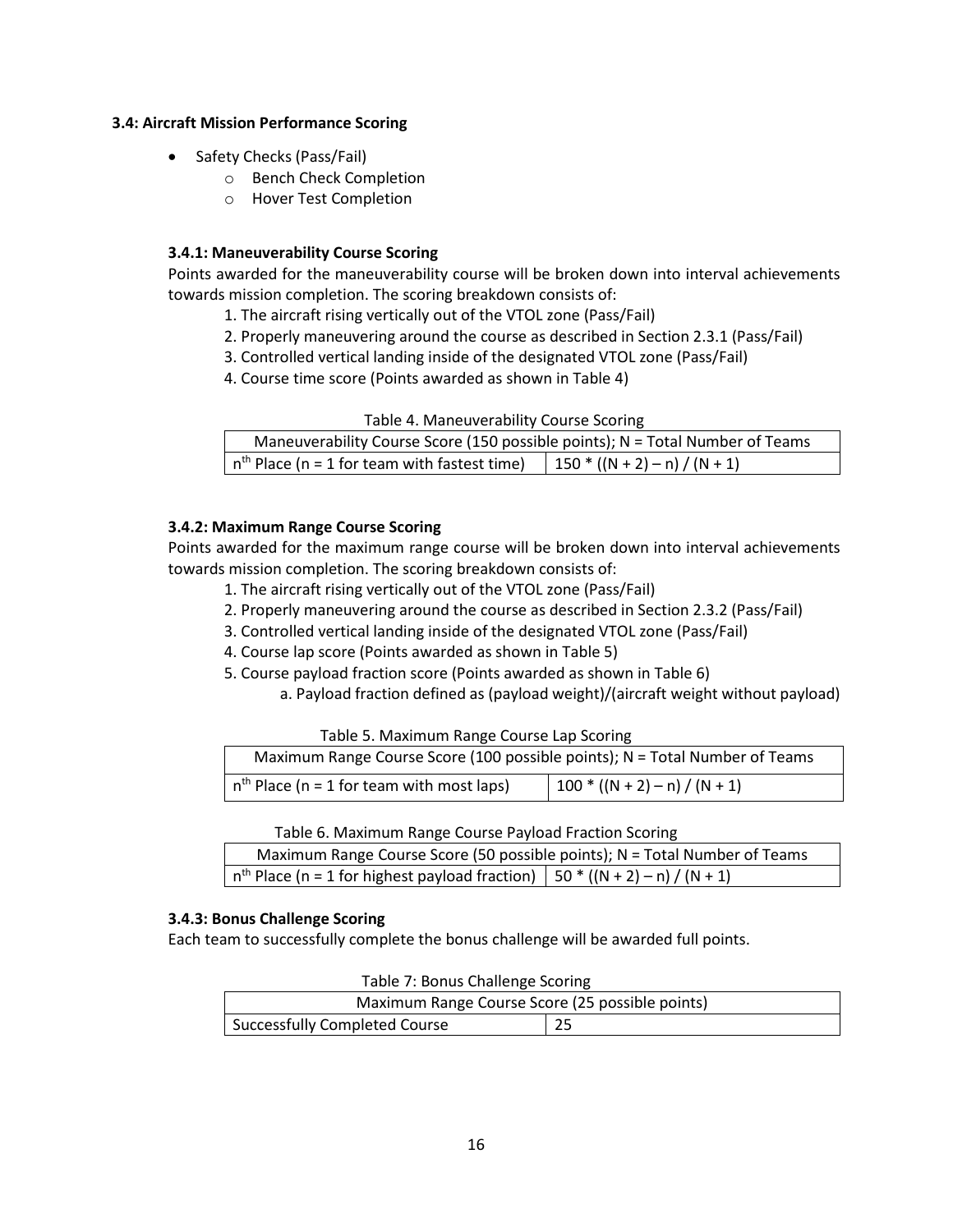### 3.4: Aircraft Mission Performance Scoring

- Safety Checks (Pass/Fail)
  - Bench Check Completion
  - Hover Test Completion

#### 3.4.1: Maneuverability Course Scoring

Points awarded for the maneuverability course will be broken down into interval achievements towards mission completion. The scoring breakdown consists of:

1. The aircraft rising vertically out of the VTOL zone (Pass/Fail)
2. Properly maneuvering around the course as described in Section 2.3.1 (Pass/Fail)
3. Controlled vertical landing inside of the designated VTOL zone (Pass/Fail)
4. Course time score (Points awarded as shown in Table 4)

Table 4. Maneuverability Course Scoring

| Maneuverability Course Score (150 possible points); N = Total Number of Teams | |
|---|---|
| $n^{th}$ Place (n = 1 for team with fastest time) | $150 * ((N + 2) – n) / (N + 1)$ |

#### 3.4.2: Maximum Range Course Scoring

Points awarded for the maximum range course will be broken down into interval achievements towards mission completion. The scoring breakdown consists of:

1. The aircraft rising vertically out of the VTOL zone (Pass/Fail)
2. Properly maneuvering around the course as described in Section 2.3.2 (Pass/Fail)
3. Controlled vertical landing inside of the designated VTOL zone (Pass/Fail)
4. Course lap score (Points awarded as shown in Table 5)
5. Course payload fraction score (Points awarded as shown in Table 6)
   a. Payload fraction defined as (payload weight)/(aircraft weight without payload)

Table 5. Maximum Range Course Lap Scoring

| Maximum Range Course Score (100 possible points); N = Total Number of Teams | |
|---|---|
| $n^{th}$ Place (n = 1 for team with most laps) | $100 * ((N + 2) – n) / (N + 1)$ |

Table 6. Maximum Range Course Payload Fraction Scoring

| Maximum Range Course Score (50 possible points); N = Total Number of Teams | |
|---|---|
| $n^{th}$ Place (n = 1 for highest payload fraction) | $50 * ((N + 2) – n) / (N + 1)$ |

#### 3.4.3: Bonus Challenge Scoring

Each team to successfully complete the bonus challenge will be awarded full points.

Table 7: Bonus Challenge Scoring

| Maximum Range Course Score (25 possible points) | |
|---|---|
| Successfully Completed Course | 25 |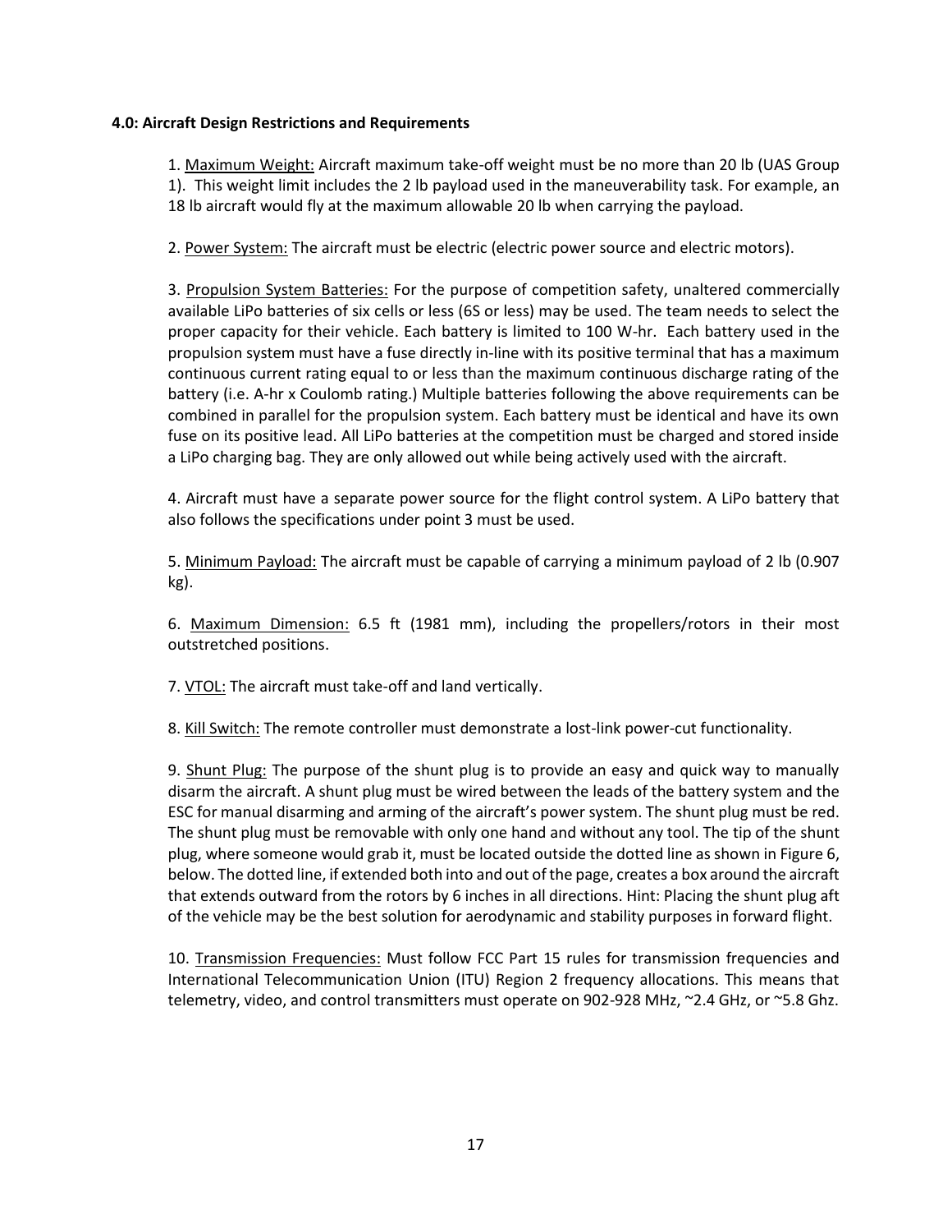### 4.0: Aircraft Design Restrictions and Requirements

1. Maximum Weight: Aircraft maximum take-off weight must be no more than 20 lb (UAS Group 1). This weight limit includes the 2 lb payload used in the maneuverability task. For example, an 18 lb aircraft would fly at the maximum allowable 20 lb when carrying the payload.

2. Power System: The aircraft must be electric (electric power source and electric motors).

3. Propulsion System Batteries: For the purpose of competition safety, unaltered commercially available LiPo batteries of six cells or less (6S or less) may be used. The team needs to select the proper capacity for their vehicle. Each battery is limited to 100 W-hr. Each battery used in the propulsion system must have a fuse directly in-line with its positive terminal that has a maximum continuous current rating equal to or less than the maximum continuous discharge rating of the battery (i.e. A-hr x Coulomb rating.) Multiple batteries following the above requirements can be combined in parallel for the propulsion system. Each battery must be identical and have its own fuse on its positive lead. All LiPo batteries at the competition must be charged and stored inside a LiPo charging bag. They are only allowed out while being actively used with the aircraft.

4. Aircraft must have a separate power source for the flight control system. A LiPo battery that also follows the specifications under point 3 must be used.

5. Minimum Payload: The aircraft must be capable of carrying a minimum payload of 2 lb (0.907 kg).

6. Maximum Dimension: 6.5 ft (1981 mm), including the propellers/rotors in their most outstretched positions.

7. VTOL: The aircraft must take-off and land vertically.

8. Kill Switch: The remote controller must demonstrate a lost-link power-cut functionality.

9. Shunt Plug: The purpose of the shunt plug is to provide an easy and quick way to manually disarm the aircraft. A shunt plug must be wired between the leads of the battery system and the ESC for manual disarming and arming of the aircraft's power system. The shunt plug must be red. The shunt plug must be removable with only one hand and without any tool. The tip of the shunt plug, where someone would grab it, must be located outside the dotted line as shown in Figure 6, below. The dotted line, if extended both into and out of the page, creates a box around the aircraft that extends outward from the rotors by 6 inches in all directions. Hint: Placing the shunt plug aft of the vehicle may be the best solution for aerodynamic and stability purposes in forward flight.

10. Transmission Frequencies: Must follow FCC Part 15 rules for transmission frequencies and International Telecommunication Union (ITU) Region 2 frequency allocations. This means that telemetry, video, and control transmitters must operate on 902-928 MHz, ~2.4 GHz, or ~5.8 Ghz.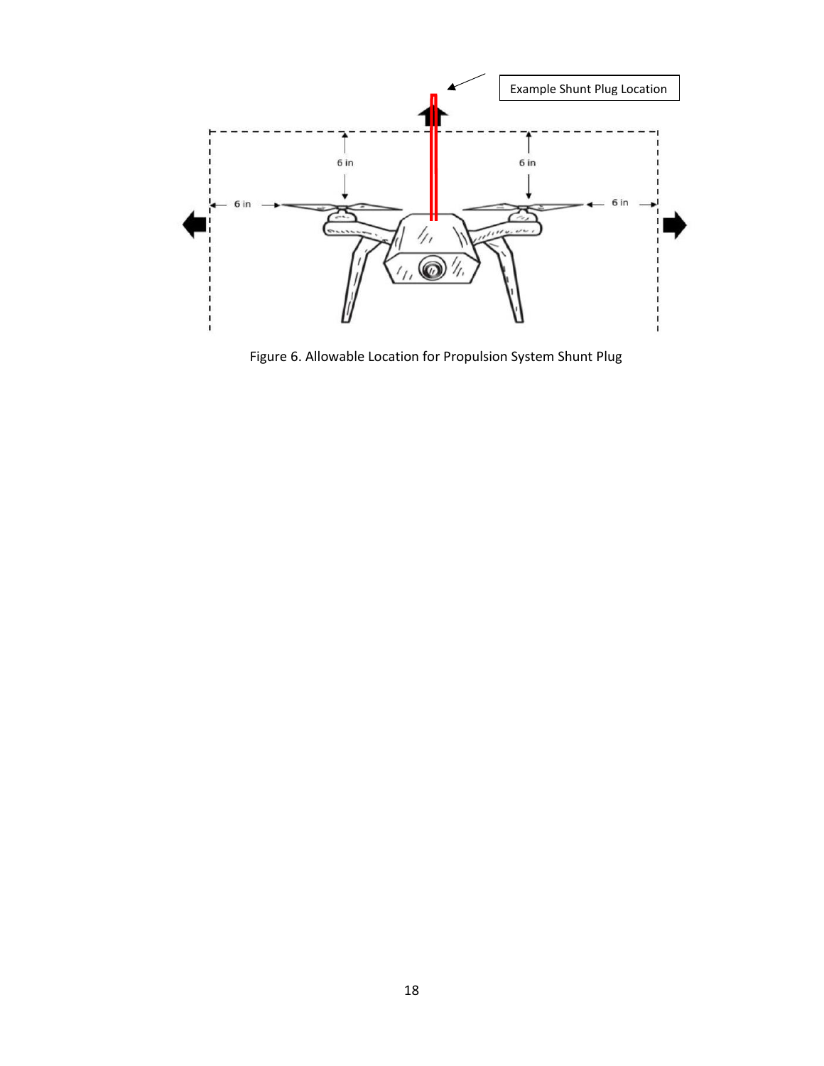Example Shunt Plug Location

6 in

6 in

6 in

6 in

Figure 6. Allowable Location for Propulsion System Shunt Plug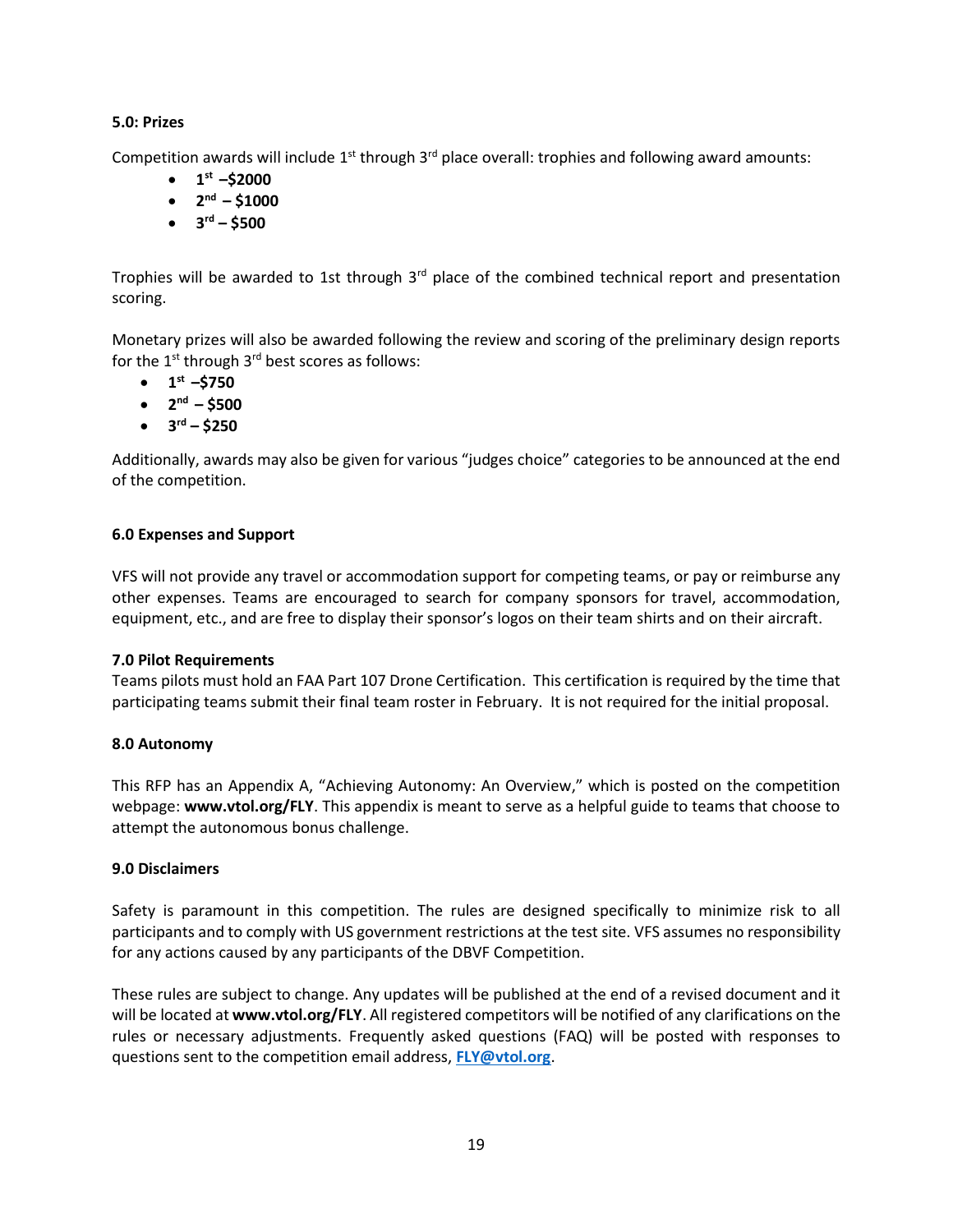### 5.0: Prizes

Competition awards will include 1st through 3rd place overall: trophies and following award amounts:

- **1st –$2000**
- **2nd – $1000**
- **3rd – $500**

Trophies will be awarded to 1st through 3rd place of the combined technical report and presentation scoring.

Monetary prizes will also be awarded following the review and scoring of the preliminary design reports for the 1st through 3rd best scores as follows:

- **1st –$750**
- **2nd – $500**
- **3rd – $250**

Additionally, awards may also be given for various "judges choice" categories to be announced at the end of the competition.

### 6.0 Expenses and Support

VFS will not provide any travel or accommodation support for competing teams, or pay or reimburse any other expenses. Teams are encouraged to search for company sponsors for travel, accommodation, equipment, etc., and are free to display their sponsor's logos on their team shirts and on their aircraft.

### 7.0 Pilot Requirements

Teams pilots must hold an FAA Part 107 Drone Certification. This certification is required by the time that participating teams submit their final team roster in February. It is not required for the initial proposal.

### 8.0 Autonomy

This RFP has an Appendix A, "Achieving Autonomy: An Overview," which is posted on the competition webpage: **www.vtol.org/FLY**. This appendix is meant to serve as a helpful guide to teams that choose to attempt the autonomous bonus challenge.

### 9.0 Disclaimers

Safety is paramount in this competition. The rules are designed specifically to minimize risk to all participants and to comply with US government restrictions at the test site. VFS assumes no responsibility for any actions caused by any participants of the DBVF Competition.

These rules are subject to change. Any updates will be published at the end of a revised document and it will be located at **www.vtol.org/FLY**. All registered competitors will be notified of any clarifications on the rules or necessary adjustments. Frequently asked questions (FAQ) will be posted with responses to questions sent to the competition email address, **FLY@vtol.org**.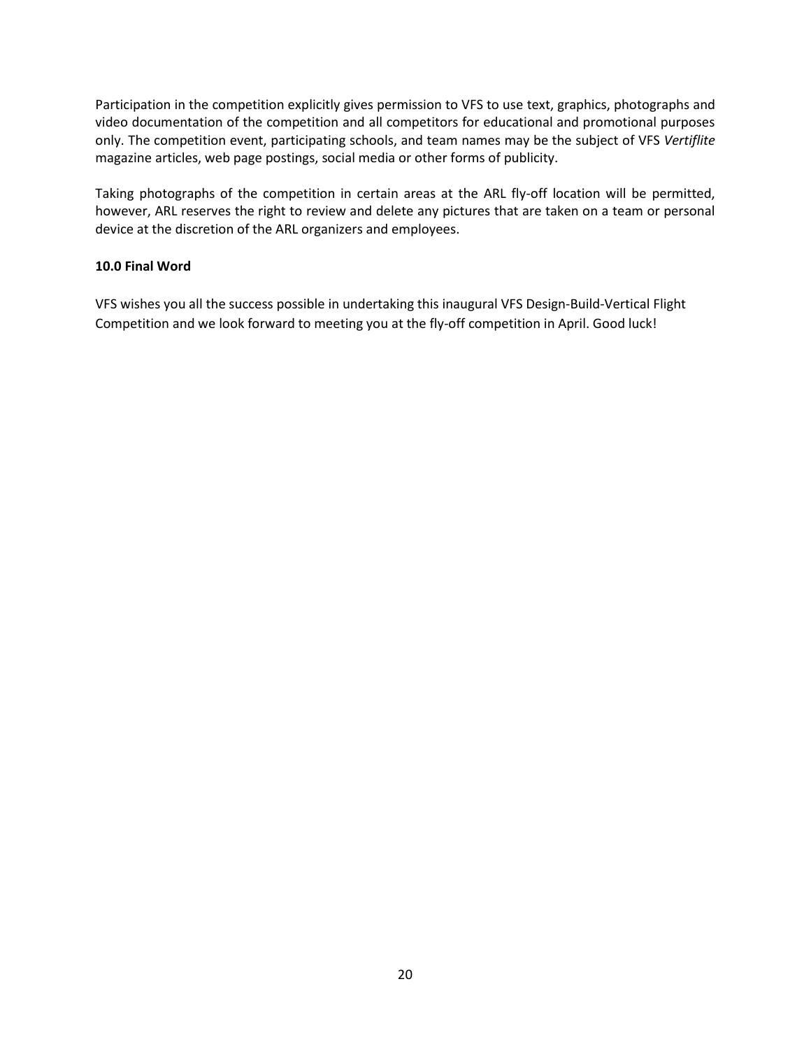Participation in the competition explicitly gives permission to VFS to use text, graphics, photographs and video documentation of the competition and all competitors for educational and promotional purposes only. The competition event, participating schools, and team names may be the subject of VFS *Vertiflite* magazine articles, web page postings, social media or other forms of publicity.

Taking photographs of the competition in certain areas at the ARL fly-off location will be permitted, however, ARL reserves the right to review and delete any pictures that are taken on a team or personal device at the discretion of the ARL organizers and employees.

### 10.0 Final Word

VFS wishes you all the success possible in undertaking this inaugural VFS Design-Build-Vertical Flight Competition and we look forward to meeting you at the fly-off competition in April. Good luck!